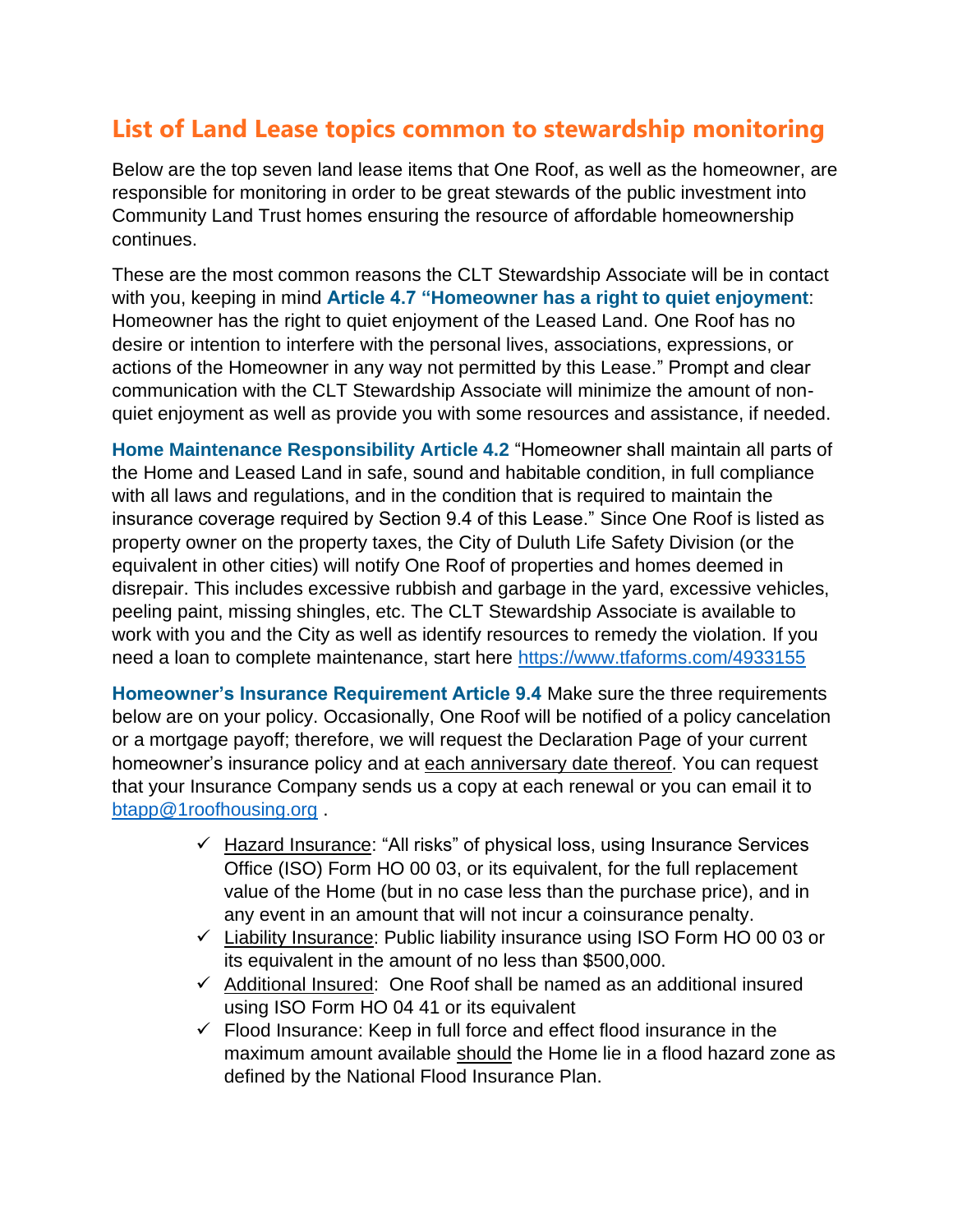# List of Land Lease topics common to stewardship monitoring

Below are the top seven land lease items that One Roof, as well as the homeowner, are responsible for monitoring in order to be great stewards of the public investment into Community Land Trust homes ensuring the resource of affordable homeownership continues.

These are the most common reasons the CLT Stewardship Associate will be in contact with you, keeping in mind **Article 4.7 "Homeowner has a right to quiet enjoyment**: Homeowner has the right to quiet enjoyment of the Leased Land. One Roof has no desire or intention to interfere with the personal lives, associations, expressions, or actions of the Homeowner in any way not permitted by this Lease." Prompt and clear communication with the CLT Stewardship Associate will minimize the amount of non-quiet enjoyment as well as provide you with some resources and assistance, if needed.

**Home Maintenance Responsibility Article 4.2** "Homeowner shall maintain all parts of the Home and Leased Land in safe, sound and habitable condition, in full compliance with all laws and regulations, and in the condition that is required to maintain the insurance coverage required by Section 9.4 of this Lease." Since One Roof is listed as property owner on the property taxes, the City of Duluth Life Safety Division (or the equivalent in other cities) will notify One Roof of properties and homes deemed in disrepair. This includes excessive rubbish and garbage in the yard, excessive vehicles, peeling paint, missing shingles, etc. The CLT Stewardship Associate is available to work with you and the City as well as identify resources to remedy the violation. If you need a loan to complete maintenance, start here https://www.tfaforms.com/4933155

**Homeowner's Insurance Requirement Article 9.4** Make sure the three requirements below are on your policy. Occasionally, One Roof will be notified of a policy cancelation or a mortgage payoff; therefore, we will request the Declaration Page of your current homeowner's insurance policy and at <u>each anniversary date thereof</u>. You can request that your Insurance Company sends us a copy at each renewal or you can email it to btapp@1roofhousing.org .

- ✓ <u>Hazard Insurance</u>: "All risks" of physical loss, using Insurance Services Office (ISO) Form HO 00 03, or its equivalent, for the full replacement value of the Home (but in no case less than the purchase price), and in any event in an amount that will not incur a coinsurance penalty.
- ✓ <u>Liability Insurance</u>: Public liability insurance using ISO Form HO 00 03 or its equivalent in the amount of no less than $500,000.
- ✓ <u>Additional Insured</u>: One Roof shall be named as an additional insured using ISO Form HO 04 41 or its equivalent
- ✓ Flood Insurance: Keep in full force and effect flood insurance in the maximum amount available <u>should</u> the Home lie in a flood hazard zone as defined by the National Flood Insurance Plan.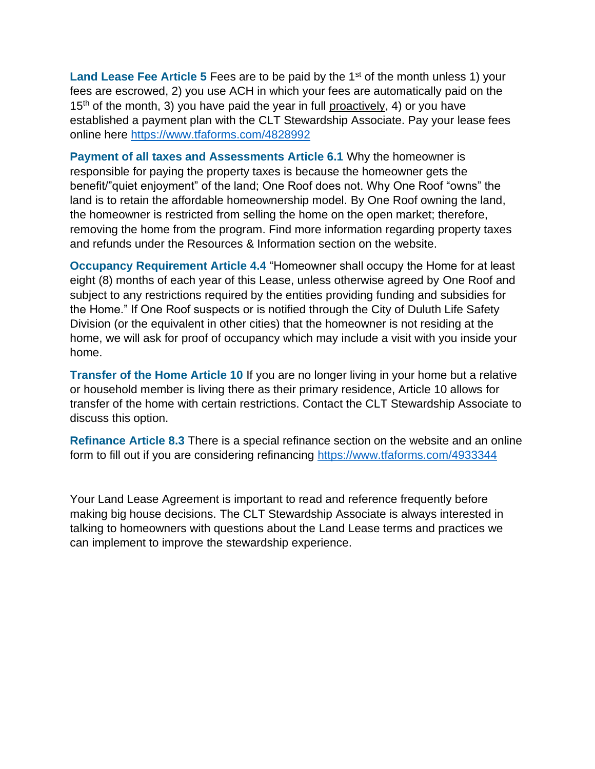**Land Lease Fee Article 5** Fees are to be paid by the 1st of the month unless 1) your fees are escrowed, 2) you use ACH in which your fees are automatically paid on the 15th of the month, 3) you have paid the year in full proactively, 4) or you have established a payment plan with the CLT Stewardship Associate. Pay your lease fees online here https://www.tfaforms.com/4828992

**Payment of all taxes and Assessments Article 6.1** Why the homeowner is responsible for paying the property taxes is because the homeowner gets the benefit/"quiet enjoyment" of the land; One Roof does not. Why One Roof "owns" the land is to retain the affordable homeownership model. By One Roof owning the land, the homeowner is restricted from selling the home on the open market; therefore, removing the home from the program. Find more information regarding property taxes and refunds under the Resources & Information section on the website.

**Occupancy Requirement Article 4.4** "Homeowner shall occupy the Home for at least eight (8) months of each year of this Lease, unless otherwise agreed by One Roof and subject to any restrictions required by the entities providing funding and subsidies for the Home." If One Roof suspects or is notified through the City of Duluth Life Safety Division (or the equivalent in other cities) that the homeowner is not residing at the home, we will ask for proof of occupancy which may include a visit with you inside your home.

**Transfer of the Home Article 10** If you are no longer living in your home but a relative or household member is living there as their primary residence, Article 10 allows for transfer of the home with certain restrictions. Contact the CLT Stewardship Associate to discuss this option.

**Refinance Article 8.3** There is a special refinance section on the website and an online form to fill out if you are considering refinancing https://www.tfaforms.com/4933344

Your Land Lease Agreement is important to read and reference frequently before making big house decisions. The CLT Stewardship Associate is always interested in talking to homeowners with questions about the Land Lease terms and practices we can implement to improve the stewardship experience.